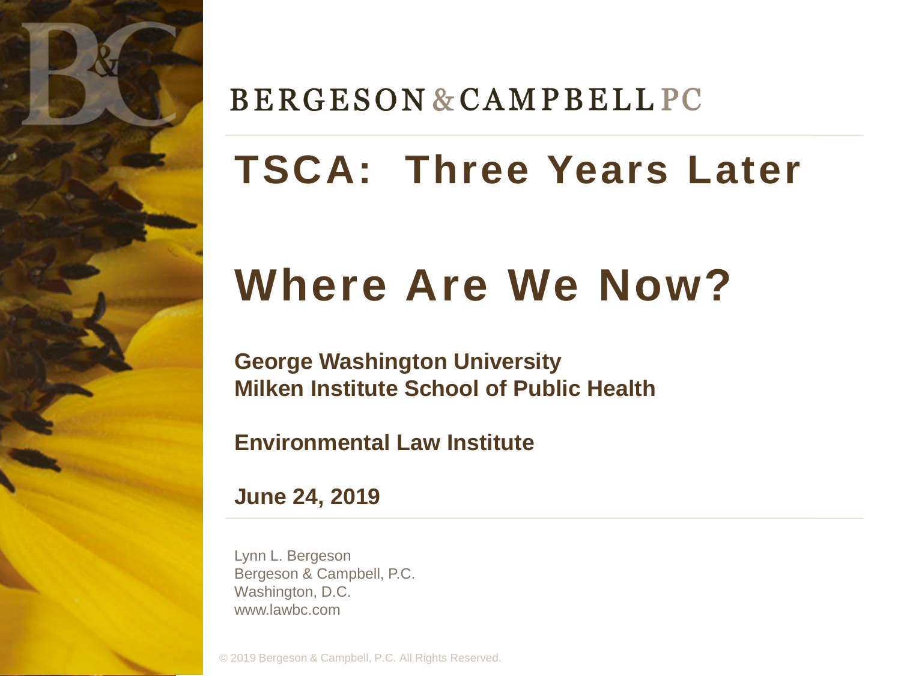BERGESON & CAMPBELL PC

# TSCA: Three Years Later

# Where Are We Now?

**George Washington University**
**Milken Institute School of Public Health**

**Environmental Law Institute**

**June 24, 2019**

Lynn L. Bergeson
Bergeson & Campbell, P.C.
Washington, D.C.
www.lawbc.com

© 2019 Bergeson & Campbell, P.C. All Rights Reserved.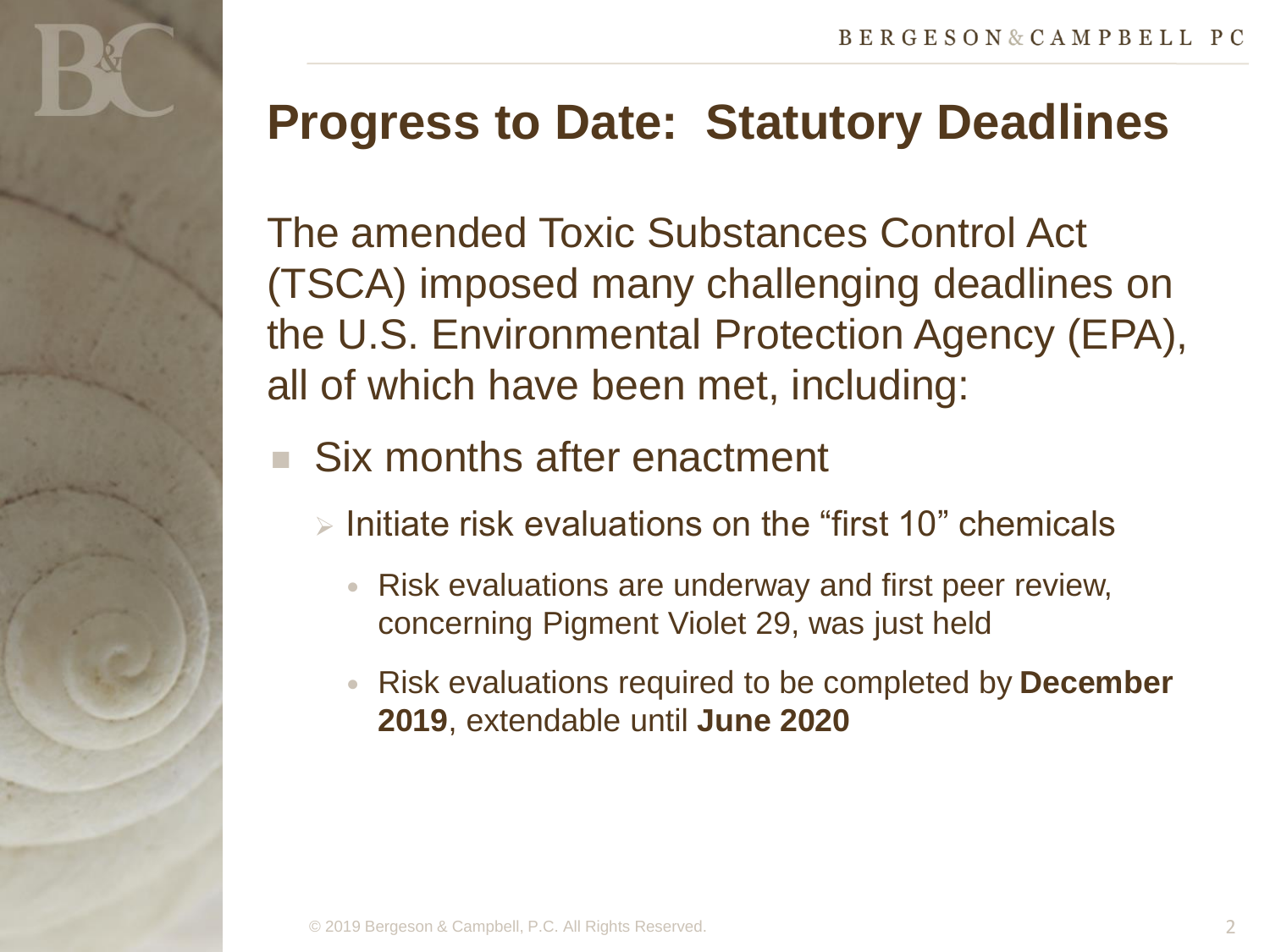# Progress to Date: Statutory Deadlines

The amended Toxic Substances Control Act (TSCA) imposed many challenging deadlines on the U.S. Environmental Protection Agency (EPA), all of which have been met, including:

- Six months after enactment
  - Initiate risk evaluations on the “first 10” chemicals
    - Risk evaluations are underway and first peer review, concerning Pigment Violet 29, was just held
    - Risk evaluations required to be completed by **December 2019**, extendable until **June 2020**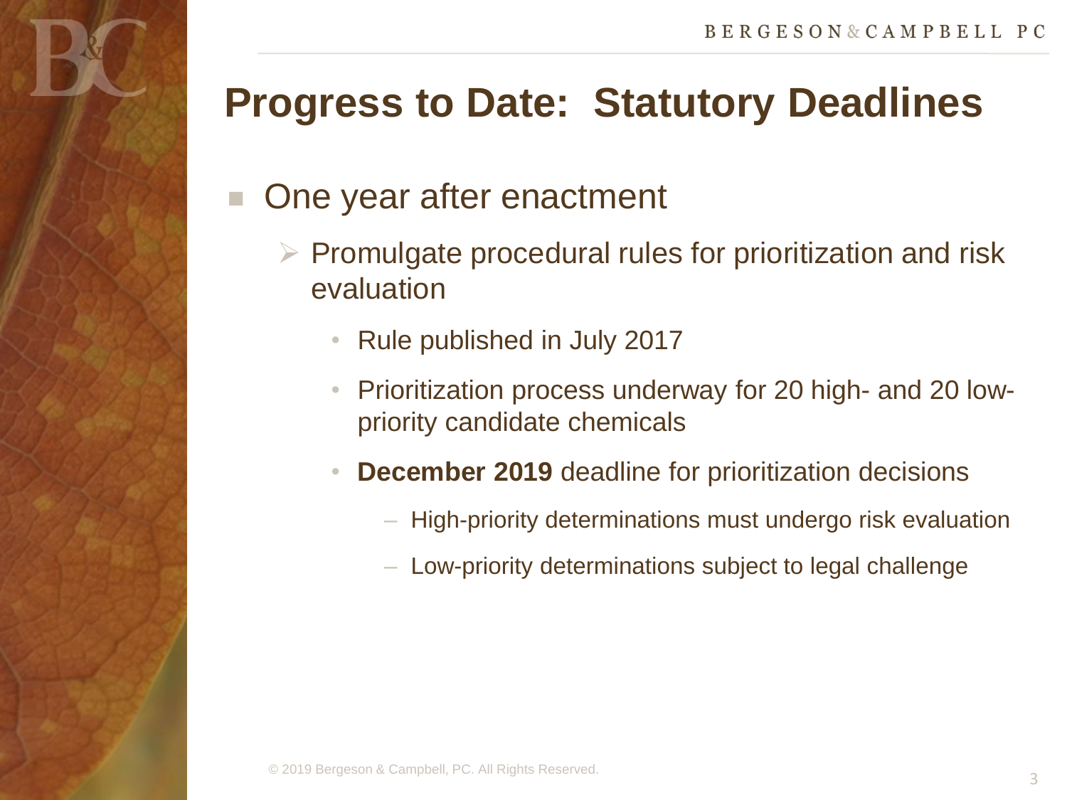# Progress to Date: Statutory Deadlines

- One year after enactment
  - Promulgate procedural rules for prioritization and risk evaluation
    - Rule published in July 2017
    - Prioritization process underway for 20 high- and 20 low-priority candidate chemicals
    - **December 2019** deadline for prioritization decisions
      - High-priority determinations must undergo risk evaluation
      - Low-priority determinations subject to legal challenge

© 2019 Bergeson & Campbell, PC. All Rights Reserved.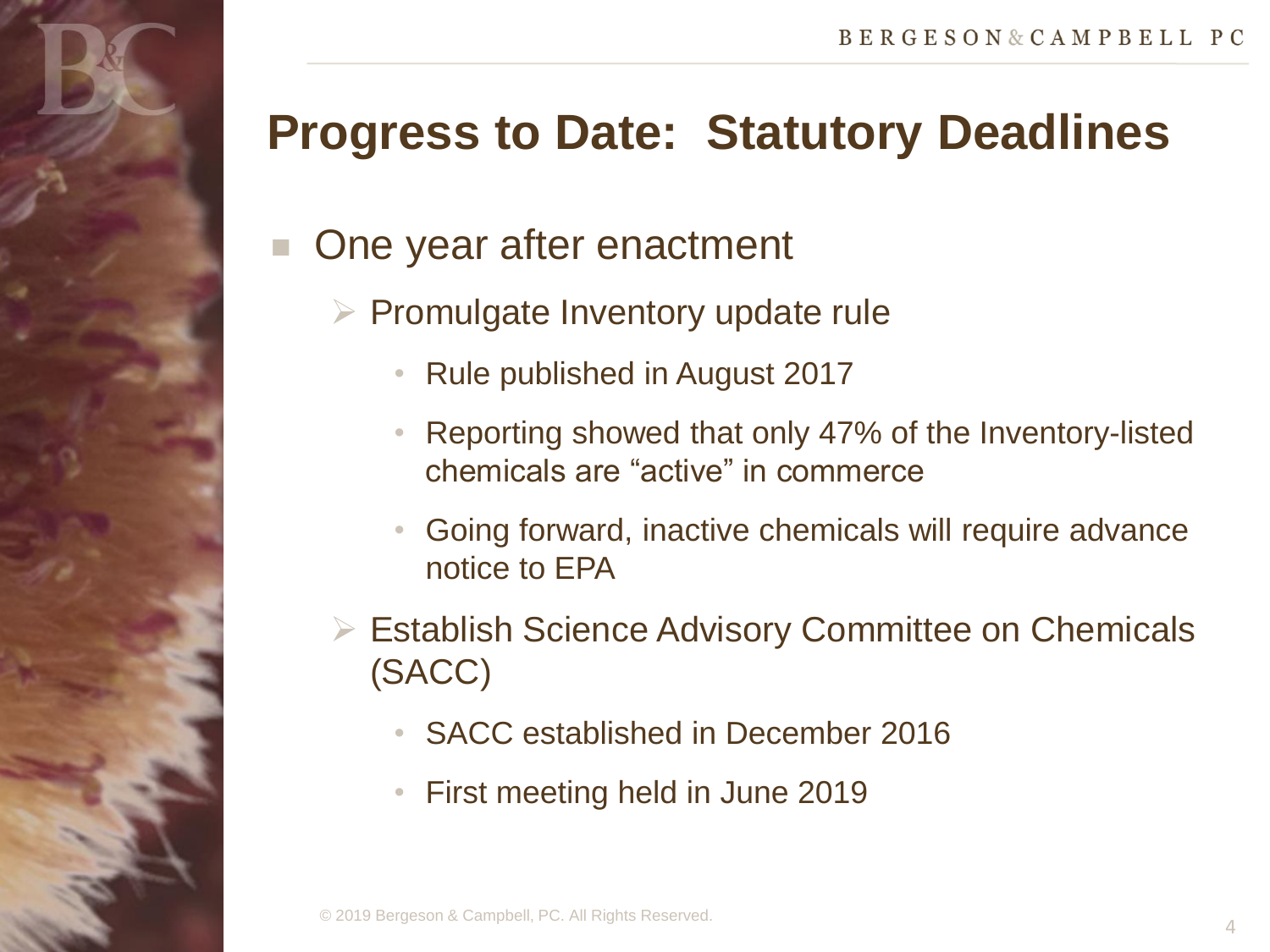# Progress to Date: Statutory Deadlines

- One year after enactment
  - Promulgate Inventory update rule
    - Rule published in August 2017
    - Reporting showed that only 47% of the Inventory-listed chemicals are "active" in commerce
    - Going forward, inactive chemicals will require advance notice to EPA
  - Establish Science Advisory Committee on Chemicals (SACC)
    - SACC established in December 2016
    - First meeting held in June 2019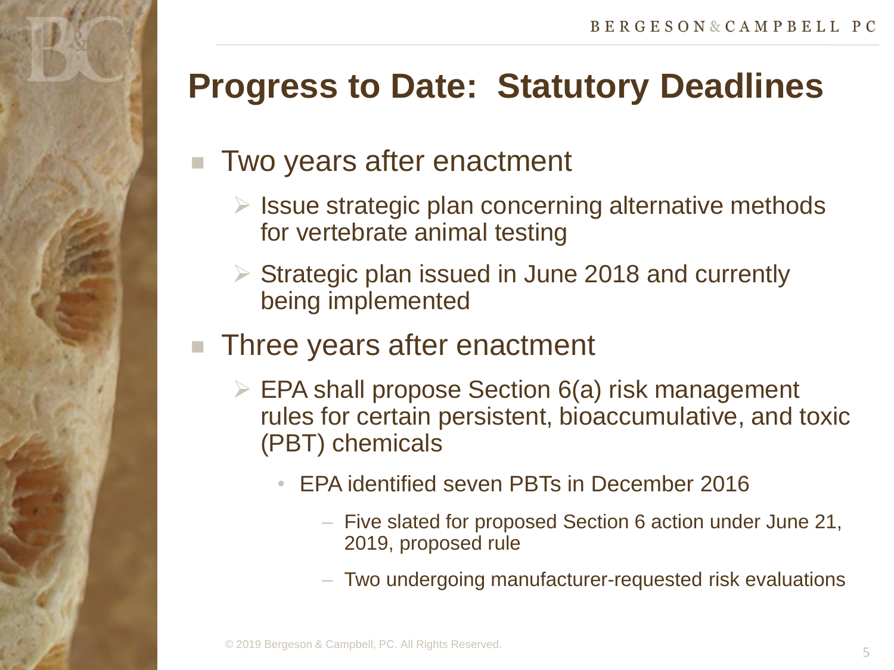# Progress to Date: Statutory Deadlines

- Two years after enactment
  - Issue strategic plan concerning alternative methods for vertebrate animal testing
  - Strategic plan issued in June 2018 and currently being implemented
- Three years after enactment
  - EPA shall propose Section 6(a) risk management rules for certain persistent, bioaccumulative, and toxic (PBT) chemicals
    - EPA identified seven PBTs in December 2016
      - Five slated for proposed Section 6 action under June 21, 2019, proposed rule
      - Two undergoing manufacturer-requested risk evaluations

© 2019 Bergeson & Campbell, PC. All Rights Reserved.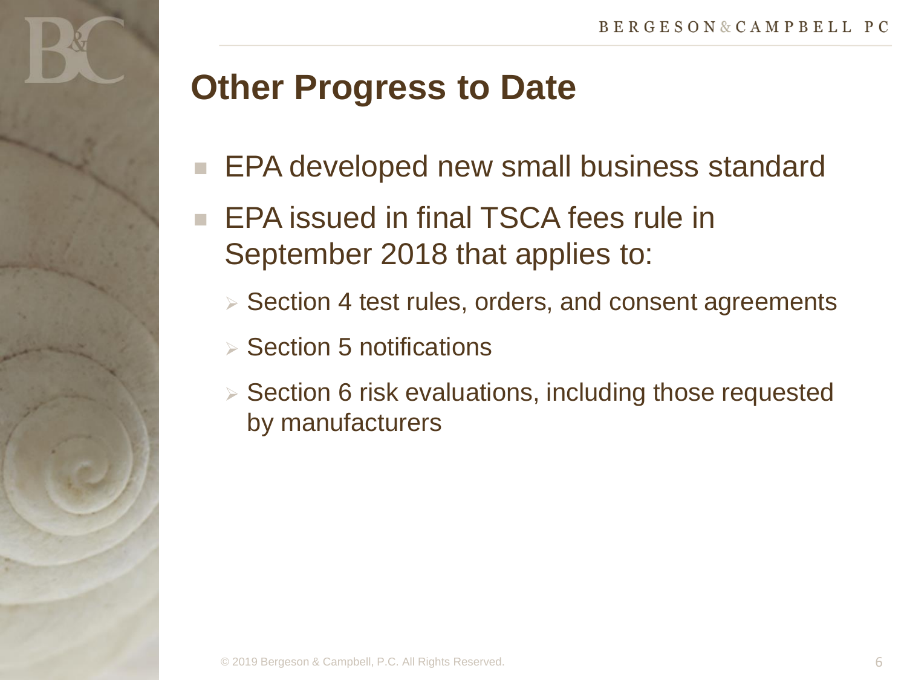# Other Progress to Date

- EPA developed new small business standard
- EPA issued in final TSCA fees rule in September 2018 that applies to:
  - Section 4 test rules, orders, and consent agreements
  - Section 5 notifications
  - Section 6 risk evaluations, including those requested by manufacturers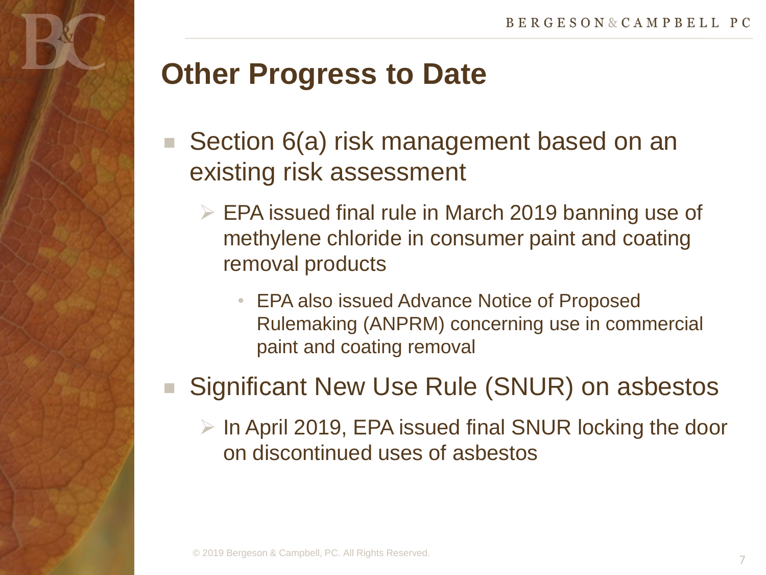# Other Progress to Date

- Section 6(a) risk management based on an existing risk assessment
  - EPA issued final rule in March 2019 banning use of methylene chloride in consumer paint and coating removal products
    - EPA also issued Advance Notice of Proposed Rulemaking (ANPRM) concerning use in commercial paint and coating removal
- Significant New Use Rule (SNUR) on asbestos
  - In April 2019, EPA issued final SNUR locking the door on discontinued uses of asbestos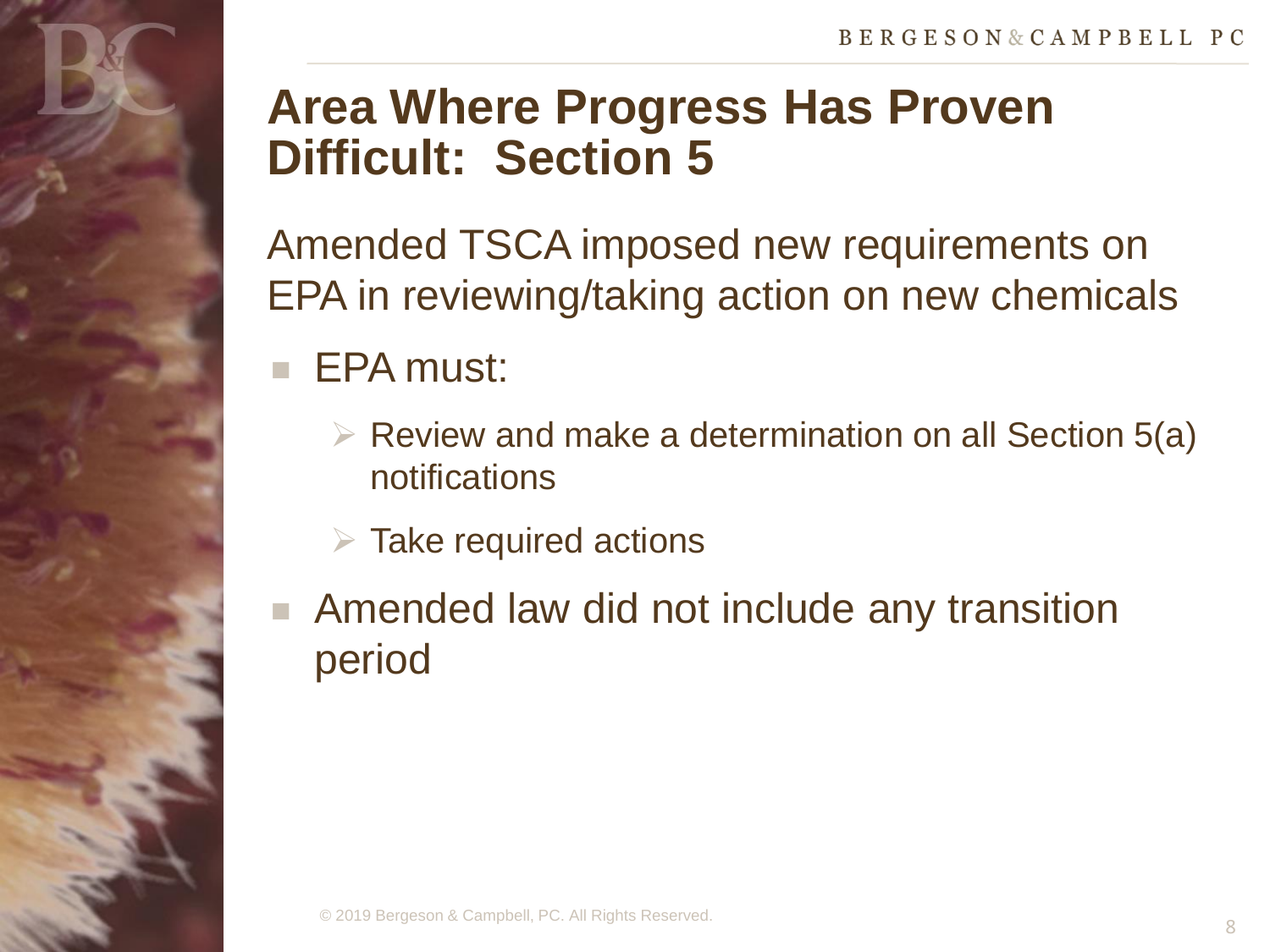# Area Where Progress Has Proven Difficult: Section 5

Amended TSCA imposed new requirements on EPA in reviewing/taking action on new chemicals

- EPA must:
  - Review and make a determination on all Section 5(a) notifications
  - Take required actions
- Amended law did not include any transition period

© 2019 Bergeson & Campbell, PC. All Rights Reserved.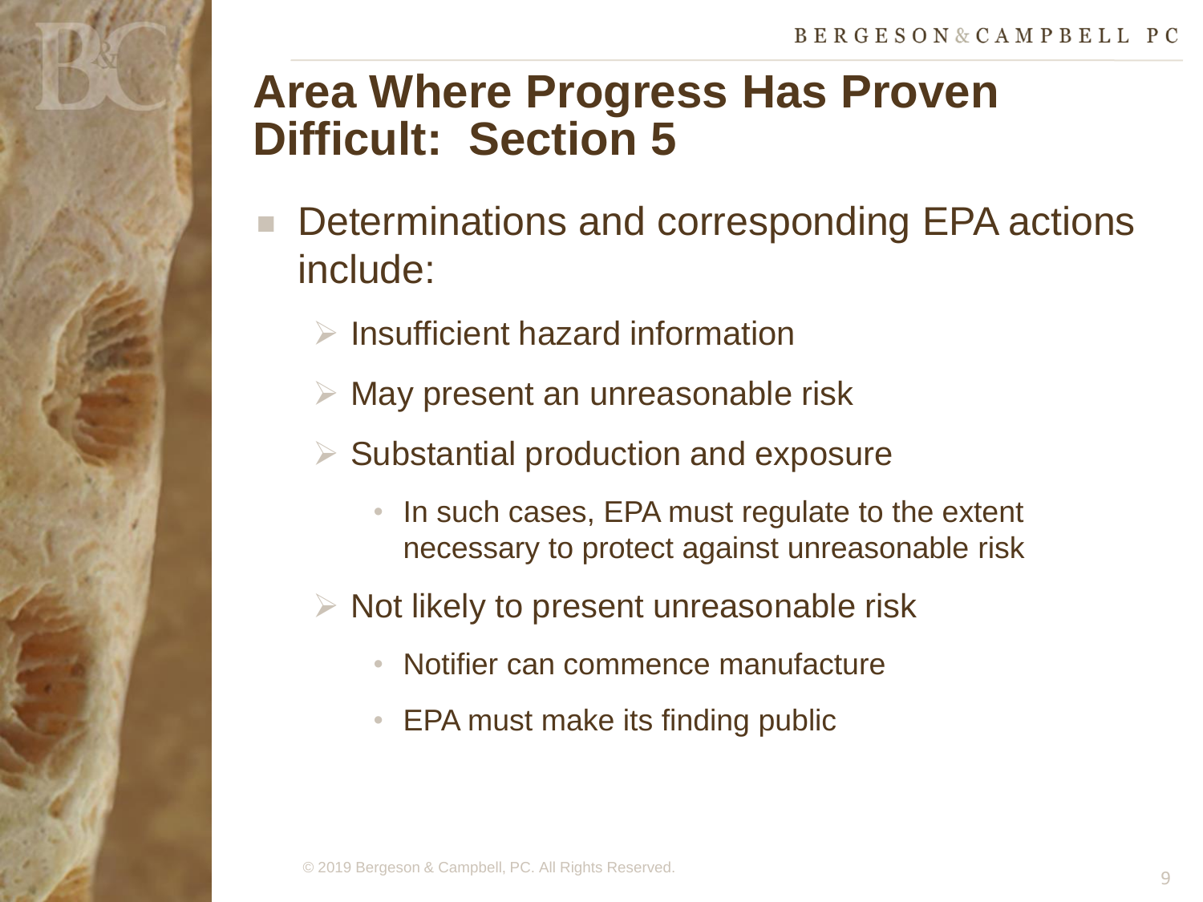# Area Where Progress Has Proven Difficult: Section 5

- Determinations and corresponding EPA actions include:
  - Insufficient hazard information
  - May present an unreasonable risk
  - Substantial production and exposure
    - In such cases, EPA must regulate to the extent necessary to protect against unreasonable risk
  - Not likely to present unreasonable risk
    - Notifier can commence manufacture
    - EPA must make its finding public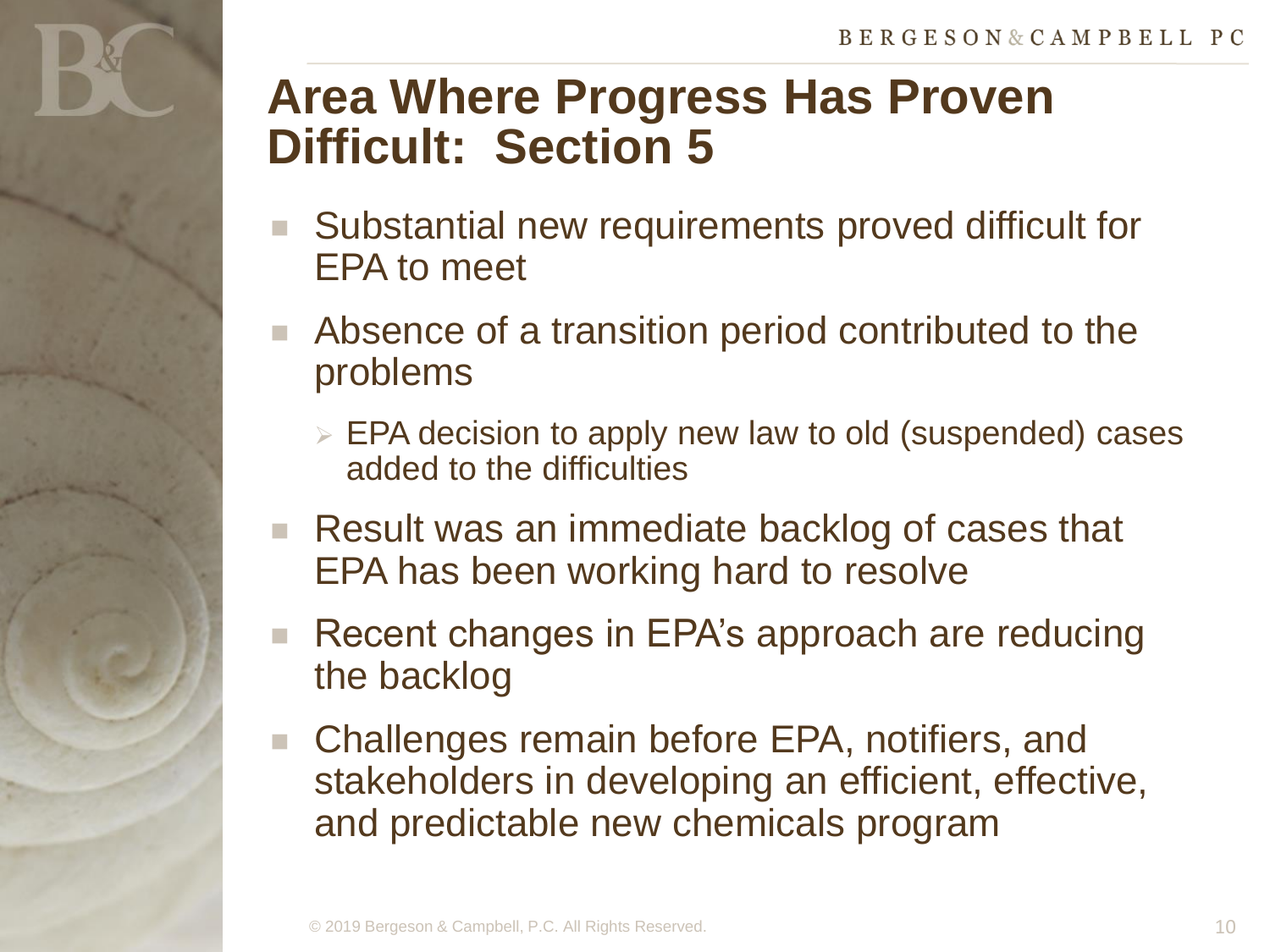# Area Where Progress Has Proven Difficult: Section 5

- Substantial new requirements proved difficult for EPA to meet
- Absence of a transition period contributed to the problems
  - EPA decision to apply new law to old (suspended) cases added to the difficulties
- Result was an immediate backlog of cases that EPA has been working hard to resolve
- Recent changes in EPA's approach are reducing the backlog
- Challenges remain before EPA, notifiers, and stakeholders in developing an efficient, effective, and predictable new chemicals program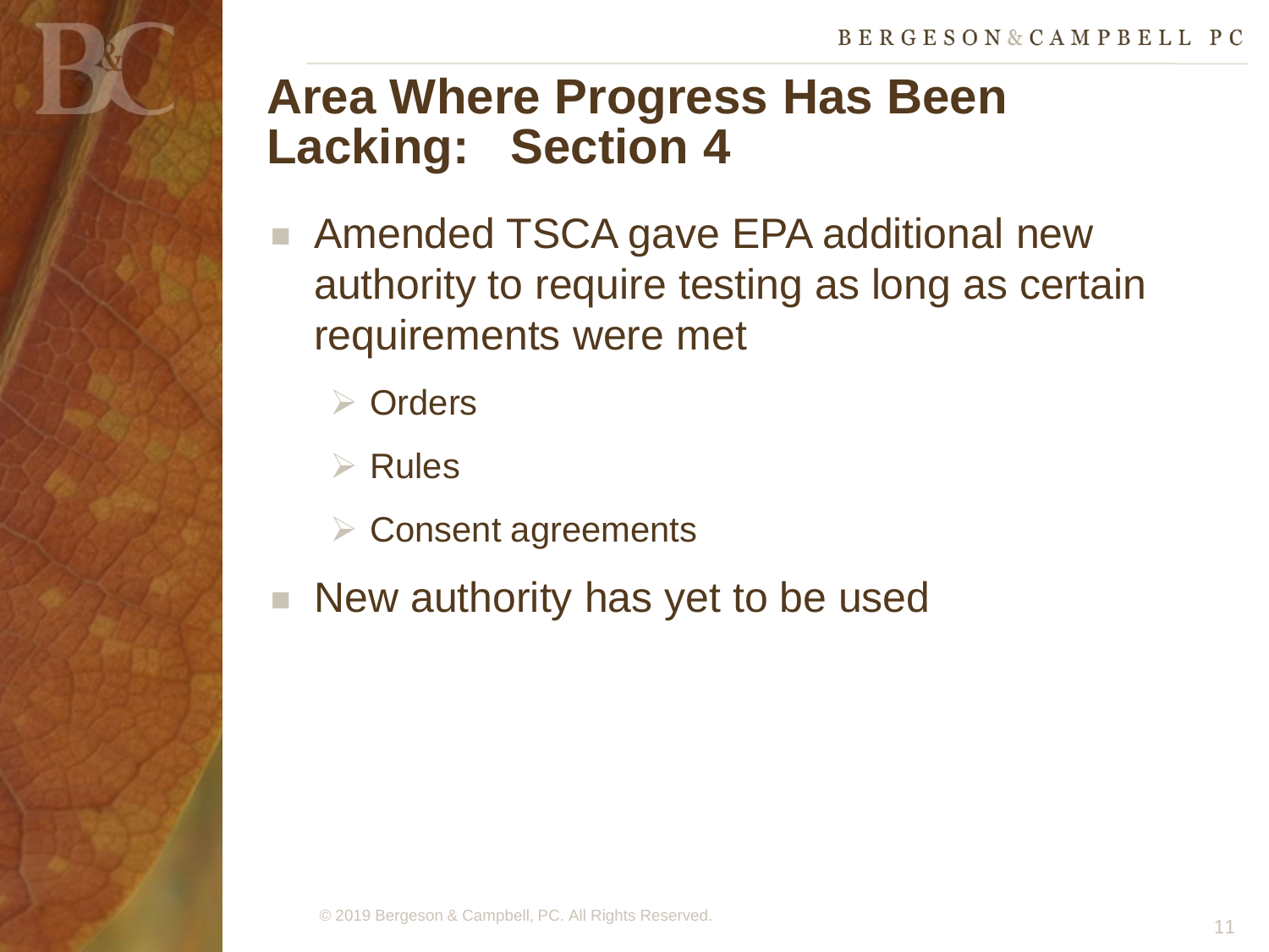# Area Where Progress Has Been Lacking: Section 4

- Amended TSCA gave EPA additional new authority to require testing as long as certain requirements were met
  - Orders
  - Rules
  - Consent agreements
- New authority has yet to be used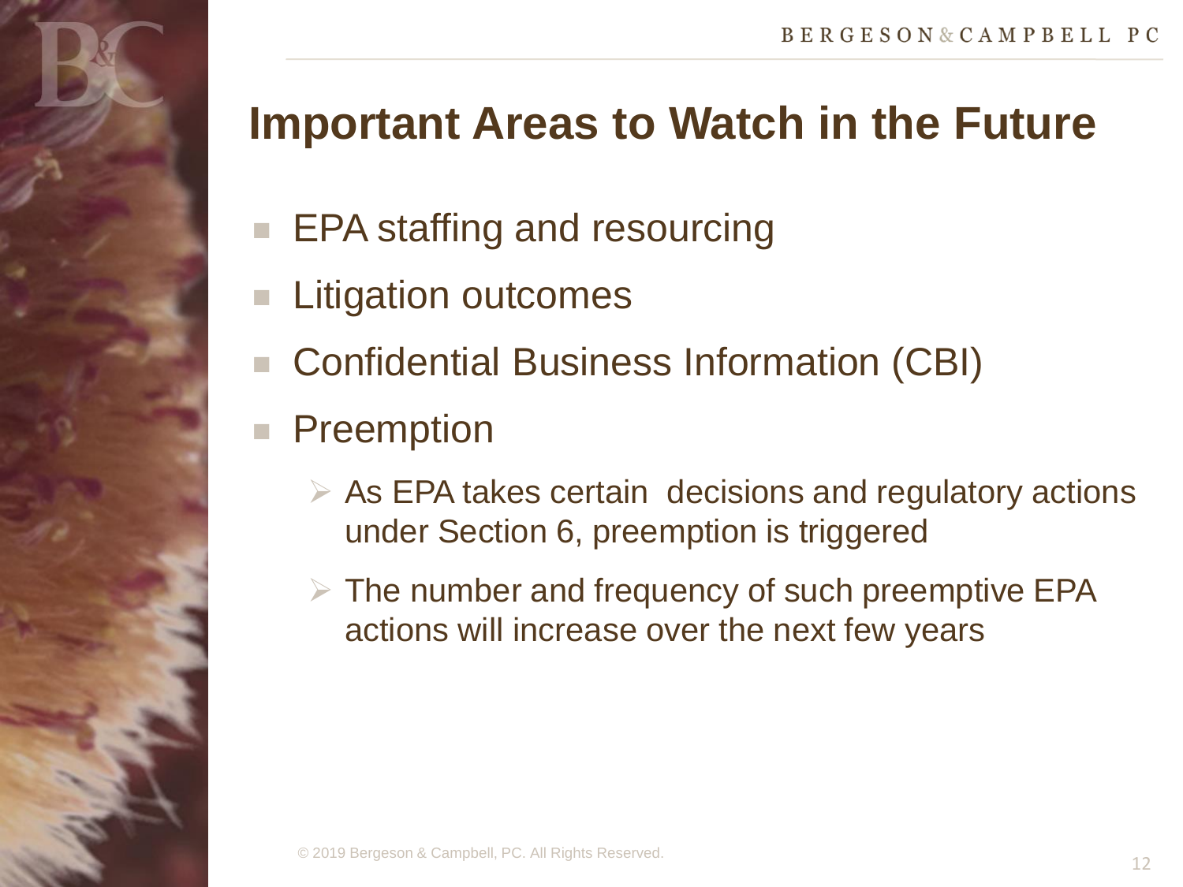# Important Areas to Watch in the Future

- EPA staffing and resourcing
- Litigation outcomes
- Confidential Business Information (CBI)
- Preemption
  - As EPA takes certain decisions and regulatory actions under Section 6, preemption is triggered
  - The number and frequency of such preemptive EPA actions will increase over the next few years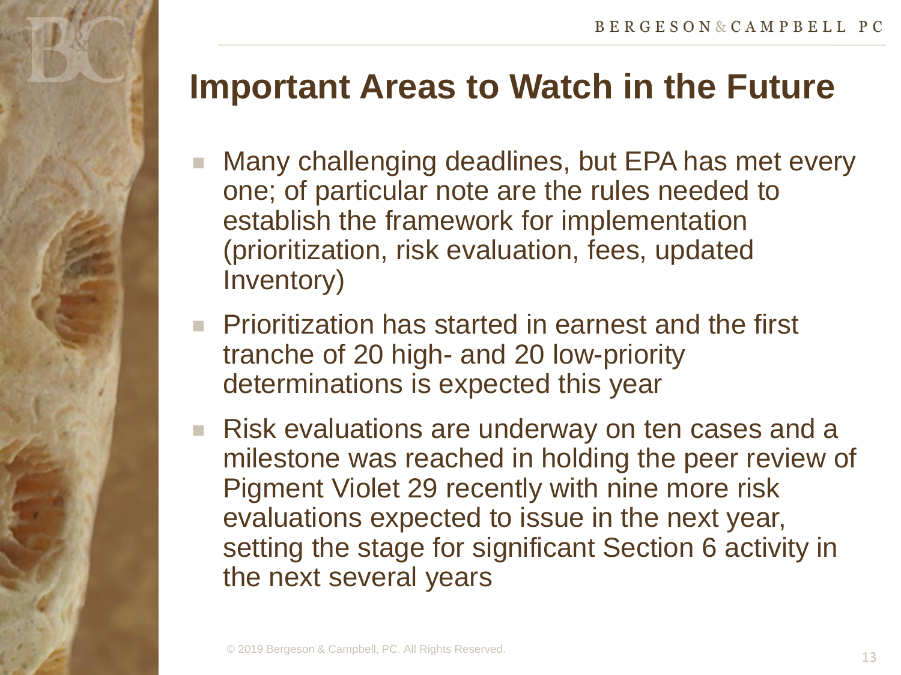# Important Areas to Watch in the Future

- Many challenging deadlines, but EPA has met every one; of particular note are the rules needed to establish the framework for implementation (prioritization, risk evaluation, fees, updated Inventory)
- Prioritization has started in earnest and the first tranche of 20 high- and 20 low-priority determinations is expected this year
- Risk evaluations are underway on ten cases and a milestone was reached in holding the peer review of Pigment Violet 29 recently with nine more risk evaluations expected to issue in the next year, setting the stage for significant Section 6 activity in the next several years

© 2019 Bergeson & Campbell, PC. All Rights Reserved.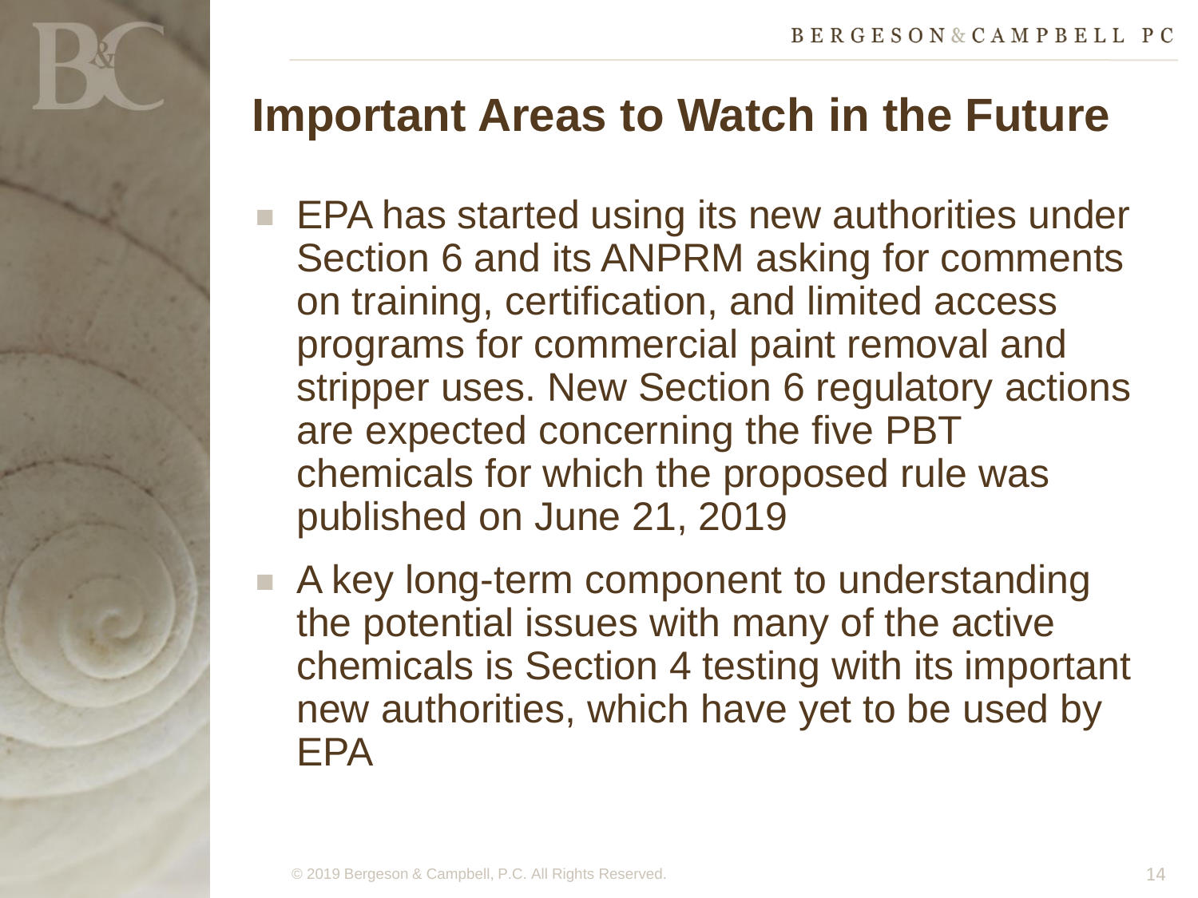# Important Areas to Watch in the Future

- EPA has started using its new authorities under Section 6 and its ANPRM asking for comments on training, certification, and limited access programs for commercial paint removal and stripper uses. New Section 6 regulatory actions are expected concerning the five PBT chemicals for which the proposed rule was published on June 21, 2019
- A key long-term component to understanding the potential issues with many of the active chemicals is Section 4 testing with its important new authorities, which have yet to be used by EPA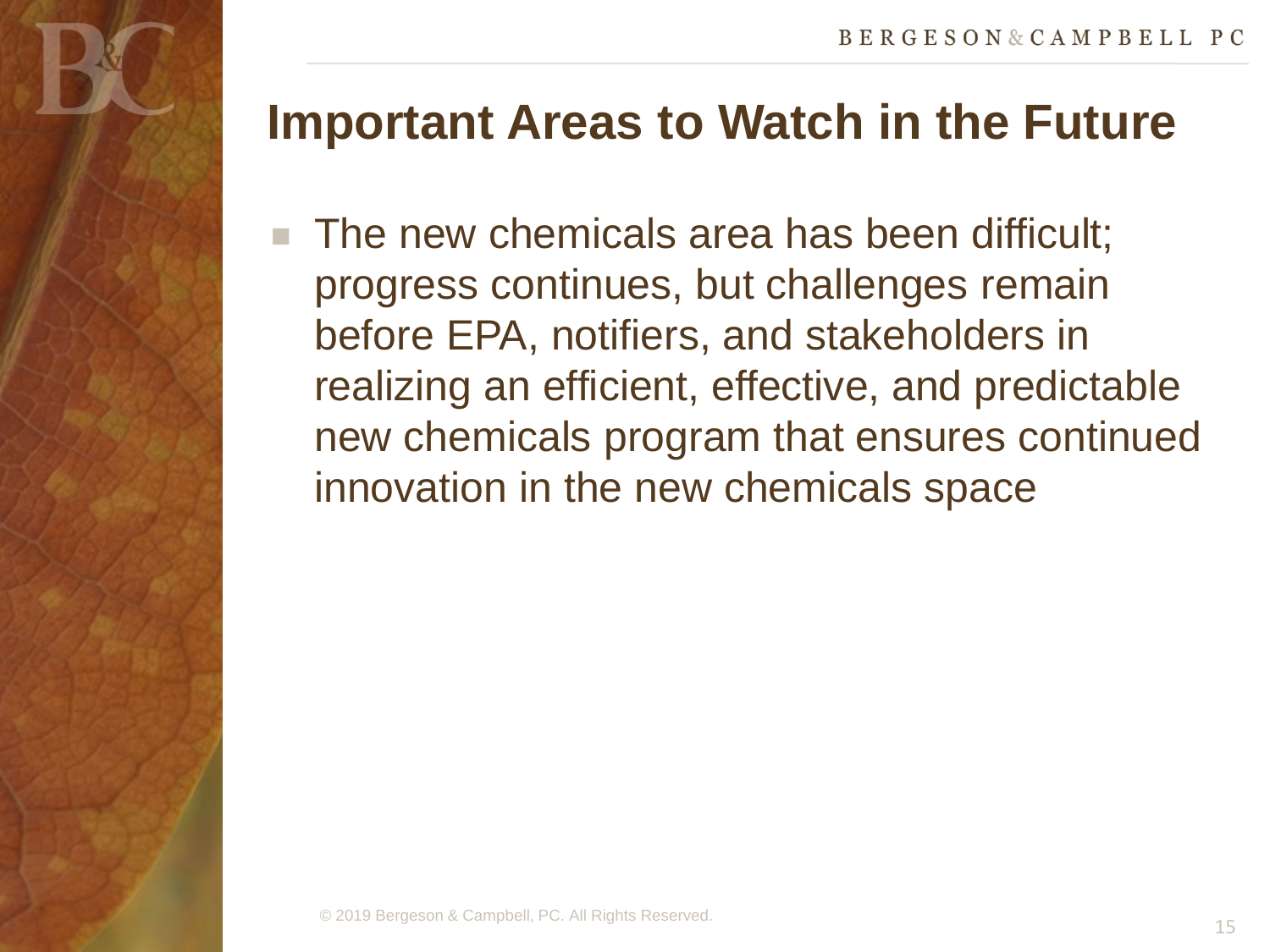# Important Areas to Watch in the Future

- The new chemicals area has been difficult; progress continues, but challenges remain before EPA, notifiers, and stakeholders in realizing an efficient, effective, and predictable new chemicals program that ensures continued innovation in the new chemicals space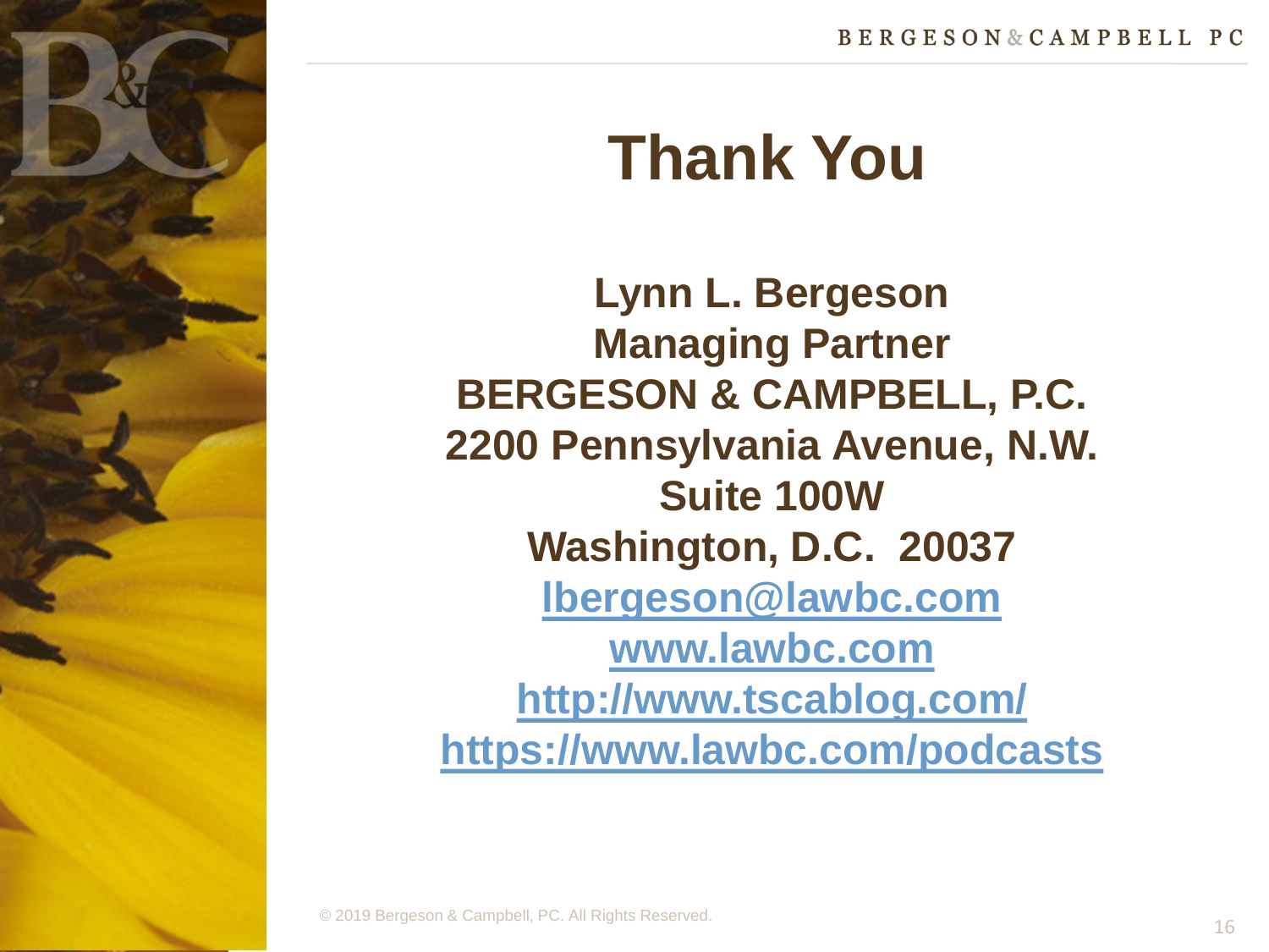# Thank You

**Lynn L. Bergeson**
**Managing Partner**
**BERGESON & CAMPBELL, P.C.**
**2200 Pennsylvania Avenue, N.W.**
**Suite 100W**
**Washington, D.C.  20037**
**lbergeson@lawbc.com**
**www.lawbc.com**
**http://www.tscablog.com/**
**https://www.lawbc.com/podcasts**

© 2019 Bergeson & Campbell, PC. All Rights Reserved.